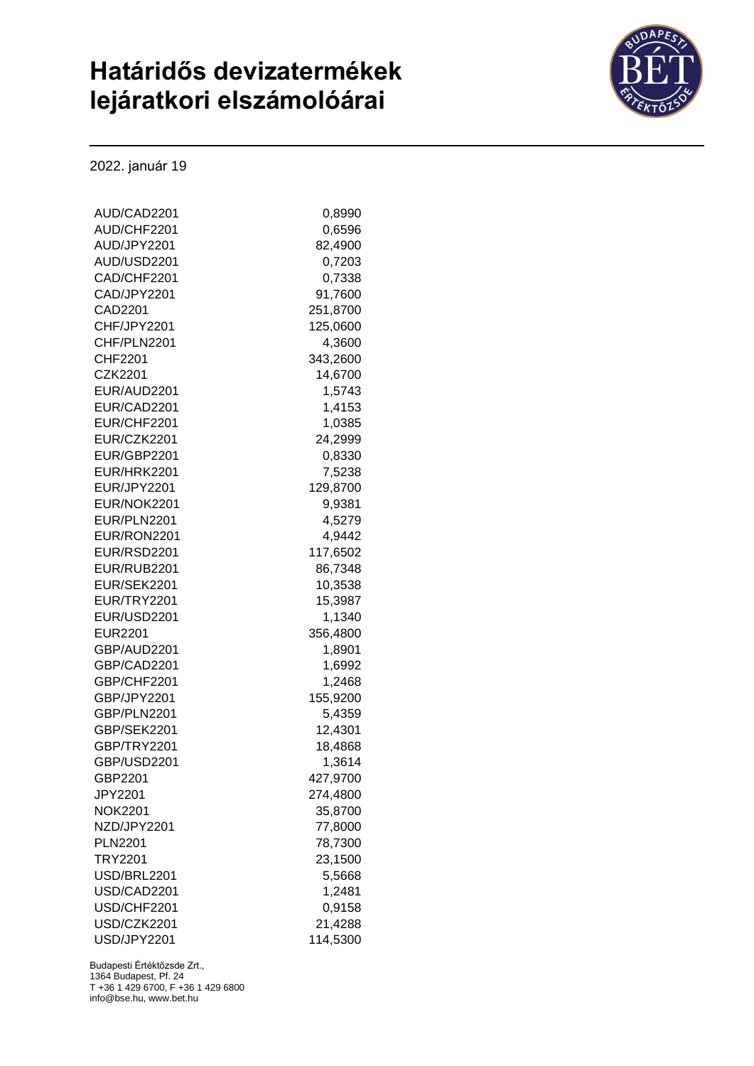# Határidős devizatermékek lejáratkori elszámolóárai

2022. január 19

| | |
|---|---|
| AUD/CAD2201 | 0,8990 |
| AUD/CHF2201 | 0,6596 |
| AUD/JPY2201 | 82,4900 |
| AUD/USD2201 | 0,7203 |
| CAD/CHF2201 | 0,7338 |
| CAD/JPY2201 | 91,7600 |
| CAD2201 | 251,8700 |
| CHF/JPY2201 | 125,0600 |
| CHF/PLN2201 | 4,3600 |
| CHF2201 | 343,2600 |
| CZK2201 | 14,6700 |
| EUR/AUD2201 | 1,5743 |
| EUR/CAD2201 | 1,4153 |
| EUR/CHF2201 | 1,0385 |
| EUR/CZK2201 | 24,2999 |
| EUR/GBP2201 | 0,8330 |
| EUR/HRK2201 | 7,5238 |
| EUR/JPY2201 | 129,8700 |
| EUR/NOK2201 | 9,9381 |
| EUR/PLN2201 | 4,5279 |
| EUR/RON2201 | 4,9442 |
| EUR/RSD2201 | 117,6502 |
| EUR/RUB2201 | 86,7348 |
| EUR/SEK2201 | 10,3538 |
| EUR/TRY2201 | 15,3987 |
| EUR/USD2201 | 1,1340 |
| EUR2201 | 356,4800 |
| GBP/AUD2201 | 1,8901 |
| GBP/CAD2201 | 1,6992 |
| GBP/CHF2201 | 1,2468 |
| GBP/JPY2201 | 155,9200 |
| GBP/PLN2201 | 5,4359 |
| GBP/SEK2201 | 12,4301 |
| GBP/TRY2201 | 18,4868 |
| GBP/USD2201 | 1,3614 |
| GBP2201 | 427,9700 |
| JPY2201 | 274,4800 |
| NOK2201 | 35,8700 |
| NZD/JPY2201 | 77,8000 |
| PLN2201 | 78,7300 |
| TRY2201 | 23,1500 |
| USD/BRL2201 | 5,5668 |
| USD/CAD2201 | 1,2481 |
| USD/CHF2201 | 0,9158 |
| USD/CZK2201 | 21,4288 |
| USD/JPY2201 | 114,5300 |

Budapesti Értéktőzsde Zrt.,
1364 Budapest, Pf. 24
T +36 1 429 6700, F +36 1 429 6800
info@bse.hu, www.bet.hu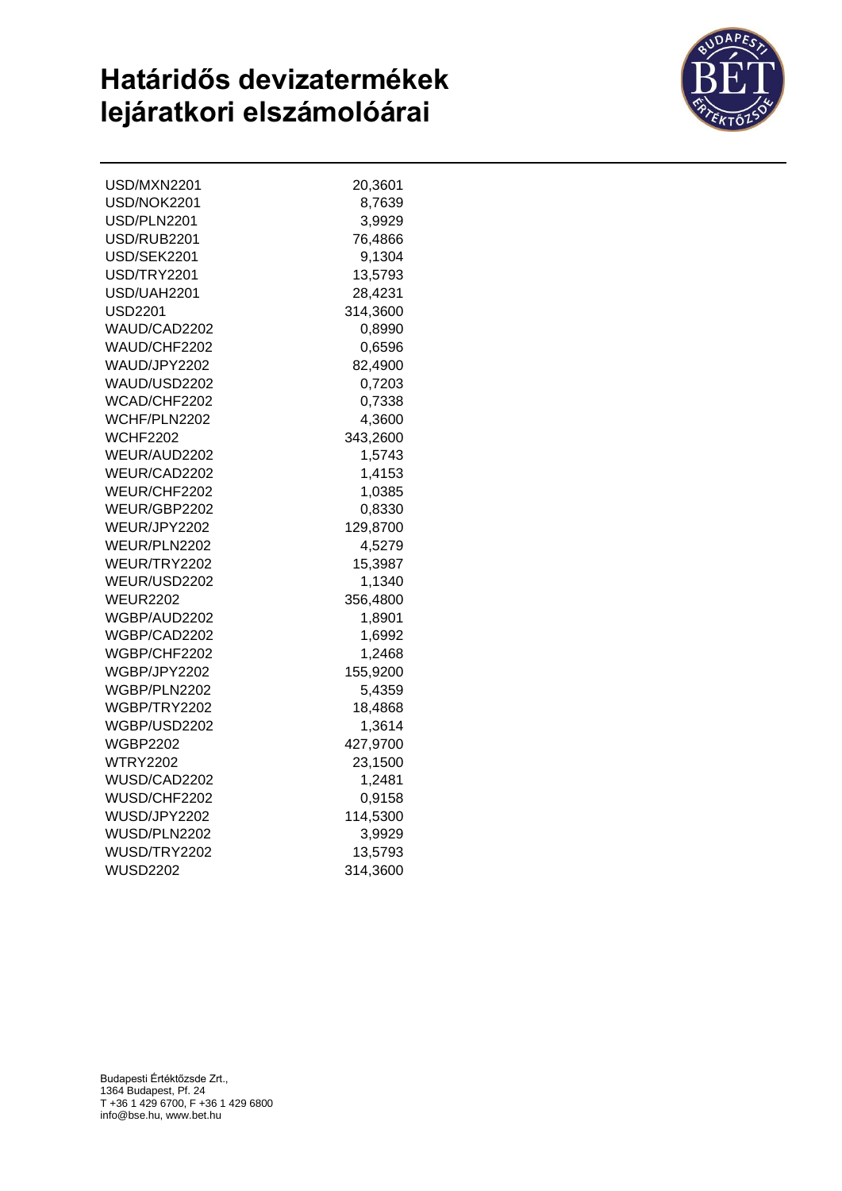# Határidős devizatermékek lejáratkori elszámolóárai

| | |
|---|---|
| USD/MXN2201 | 20,3601 |
| USD/NOK2201 | 8,7639 |
| USD/PLN2201 | 3,9929 |
| USD/RUB2201 | 76,4866 |
| USD/SEK2201 | 9,1304 |
| USD/TRY2201 | 13,5793 |
| USD/UAH2201 | 28,4231 |
| USD2201 | 314,3600 |
| WAUD/CAD2202 | 0,8990 |
| WAUD/CHF2202 | 0,6596 |
| WAUD/JPY2202 | 82,4900 |
| WAUD/USD2202 | 0,7203 |
| WCAD/CHF2202 | 0,7338 |
| WCHF/PLN2202 | 4,3600 |
| WCHF2202 | 343,2600 |
| WEUR/AUD2202 | 1,5743 |
| WEUR/CAD2202 | 1,4153 |
| WEUR/CHF2202 | 1,0385 |
| WEUR/GBP2202 | 0,8330 |
| WEUR/JPY2202 | 129,8700 |
| WEUR/PLN2202 | 4,5279 |
| WEUR/TRY2202 | 15,3987 |
| WEUR/USD2202 | 1,1340 |
| WEUR2202 | 356,4800 |
| WGBP/AUD2202 | 1,8901 |
| WGBP/CAD2202 | 1,6992 |
| WGBP/CHF2202 | 1,2468 |
| WGBP/JPY2202 | 155,9200 |
| WGBP/PLN2202 | 5,4359 |
| WGBP/TRY2202 | 18,4868 |
| WGBP/USD2202 | 1,3614 |
| WGBP2202 | 427,9700 |
| WTRY2202 | 23,1500 |
| WUSD/CAD2202 | 1,2481 |
| WUSD/CHF2202 | 0,9158 |
| WUSD/JPY2202 | 114,5300 |
| WUSD/PLN2202 | 3,9929 |
| WUSD/TRY2202 | 13,5793 |
| WUSD2202 | 314,3600 |

Budapesti Értéktőzsde Zrt.,
1364 Budapest, Pf. 24
T +36 1 429 6700, F +36 1 429 6800
info@bse.hu, www.bet.hu